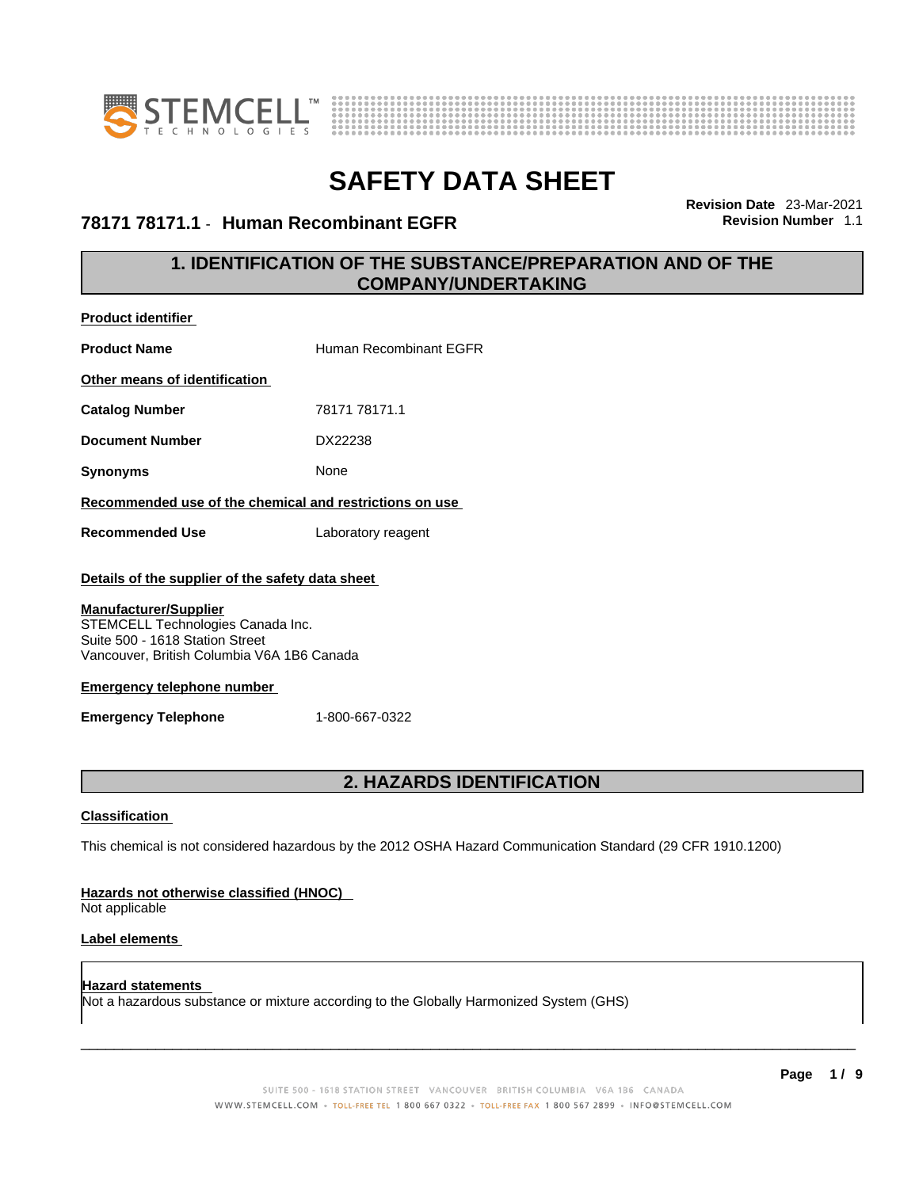# SAFETY DATA SHEET

**78171 78171.1 - Human Recombinant EGFR**

**Revision Date** 23-Mar-2021
**Revision Number** 1.1

## 1. IDENTIFICATION OF THE SUBSTANCE/PREPARATION AND OF THE COMPANY/UNDERTAKING

**Product identifier**

**Product Name** Human Recombinant EGFR

**Other means of identification**

**Catalog Number** 78171 78171.1

**Document Number** DX22238

**Synonyms** None

**Recommended use of the chemical and restrictions on use**

**Recommended Use** Laboratory reagent

**Details of the supplier of the safety data sheet**

**Manufacturer/Supplier**
STEMCELL Technologies Canada Inc.
Suite 500 - 1618 Station Street
Vancouver, British Columbia V6A 1B6 Canada

**Emergency telephone number**

**Emergency Telephone** 1-800-667-0322

## 2. HAZARDS IDENTIFICATION

**Classification**

This chemical is not considered hazardous by the 2012 OSHA Hazard Communication Standard (29 CFR 1910.1200)

**Hazards not otherwise classified (HNOC)**
Not applicable

**Label elements**

**Hazard statements**
Not a hazardous substance or mixture according to the Globally Harmonized System (GHS)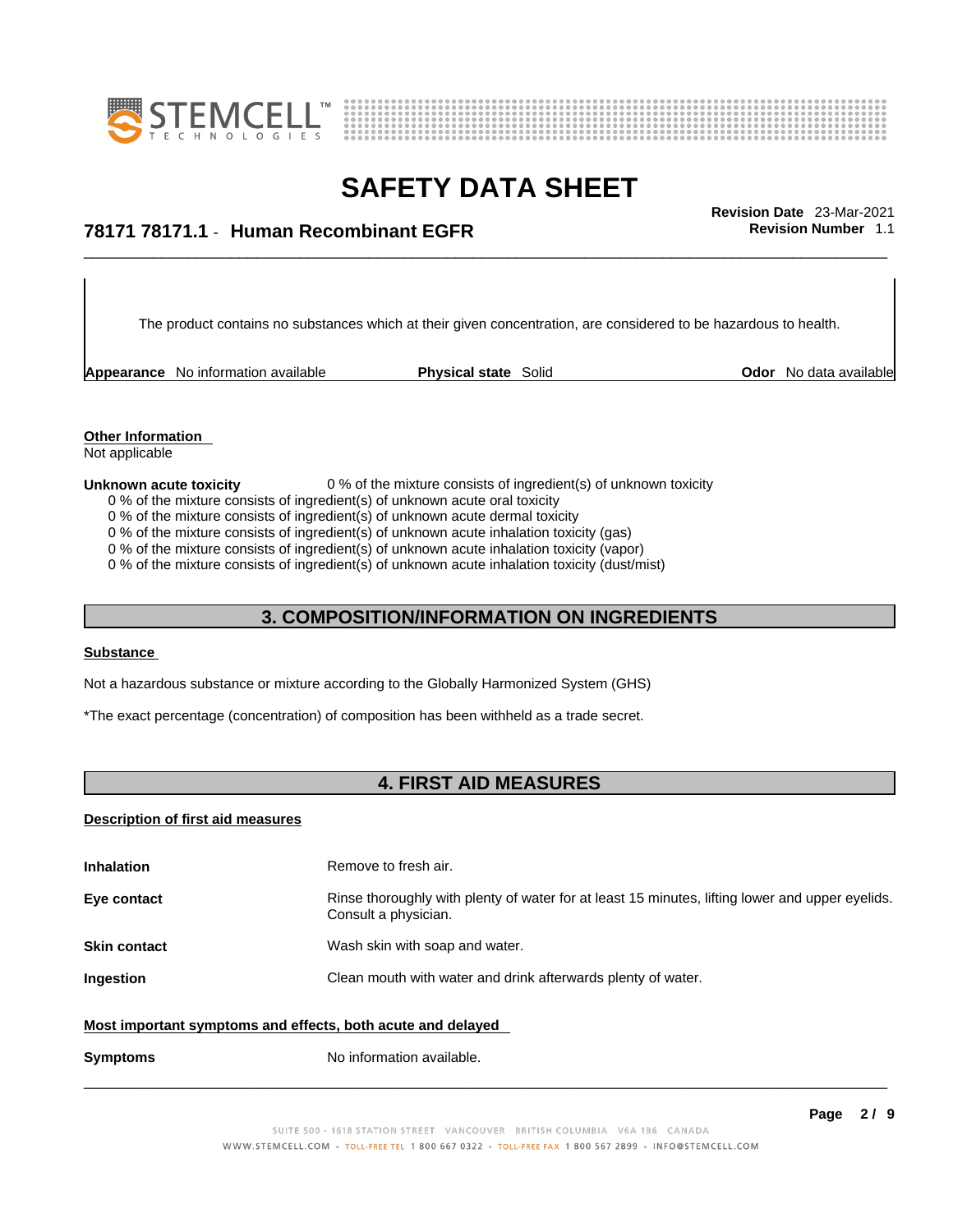The product contains no substances which at their given concentration, are considered to be hazardous to health.

**Appearance** No information available **Physical state** Solid **Odor** No data available

**Other Information**
Not applicable

**Unknown acute toxicity** 0 % of the mixture consists of ingredient(s) of unknown toxicity

0 % of the mixture consists of ingredient(s) of unknown acute oral toxicity
0 % of the mixture consists of ingredient(s) of unknown acute dermal toxicity
0 % of the mixture consists of ingredient(s) of unknown acute inhalation toxicity (gas)
0 % of the mixture consists of ingredient(s) of unknown acute inhalation toxicity (vapor)
0 % of the mixture consists of ingredient(s) of unknown acute inhalation toxicity (dust/mist)

## 3. COMPOSITION/INFORMATION ON INGREDIENTS

**Substance**

Not a hazardous substance or mixture according to the Globally Harmonized System (GHS)

*The exact percentage (concentration) of composition has been withheld as a trade secret.

## 4. FIRST AID MEASURES

**Description of first aid measures**

| | |
|---|---|
| **Inhalation** | Remove to fresh air. |
| **Eye contact** | Rinse thoroughly with plenty of water for at least 15 minutes, lifting lower and upper eyelids. Consult a physician. |
| **Skin contact** | Wash skin with soap and water. |
| **Ingestion** | Clean mouth with water and drink afterwards plenty of water. |

**Most important symptoms and effects, both acute and delayed**

| | |
|---|---|
| **Symptoms** | No information available. |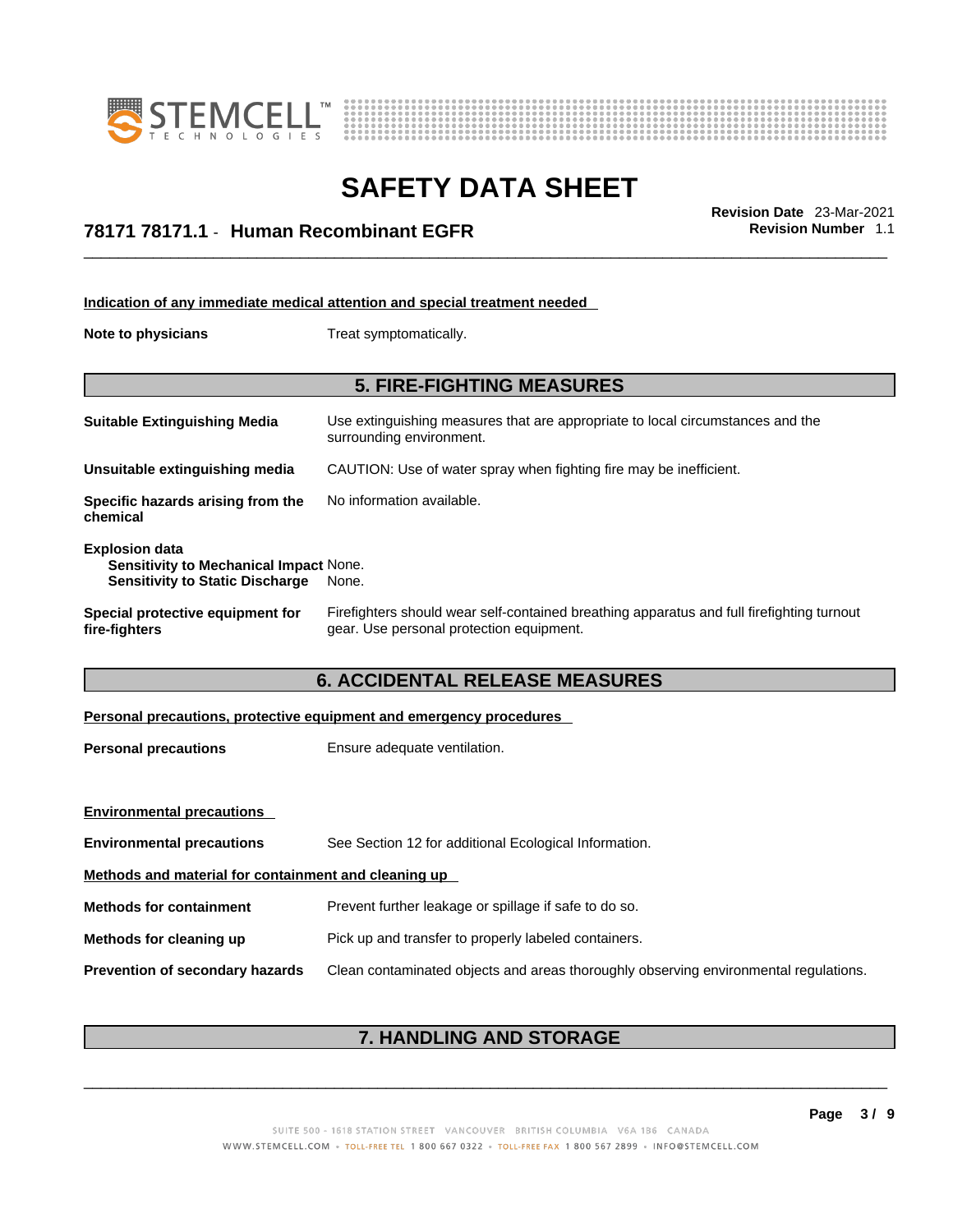**Indication of any immediate medical attention and special treatment needed**

**Note to physicians** Treat symptomatically.

## 5. FIRE-FIGHTING MEASURES

**Suitable Extinguishing Media** Use extinguishing measures that are appropriate to local circumstances and the surrounding environment.

**Unsuitable extinguishing media** CAUTION: Use of water spray when fighting fire may be inefficient.

**Specific hazards arising from the chemical** No information available.

**Explosion data**
**Sensitivity to Mechanical Impact** None.
**Sensitivity to Static Discharge** None.

**Special protective equipment for fire-fighters** Firefighters should wear self-contained breathing apparatus and full firefighting turnout gear. Use personal protection equipment.

## 6. ACCIDENTAL RELEASE MEASURES

**Personal precautions, protective equipment and emergency procedures**

**Personal precautions** Ensure adequate ventilation.

**Environmental precautions**

**Environmental precautions** See Section 12 for additional Ecological Information.

**Methods and material for containment and cleaning up**

**Methods for containment** Prevent further leakage or spillage if safe to do so.

**Methods for cleaning up** Pick up and transfer to properly labeled containers.

**Prevention of secondary hazards** Clean contaminated objects and areas thoroughly observing environmental regulations.

## 7. HANDLING AND STORAGE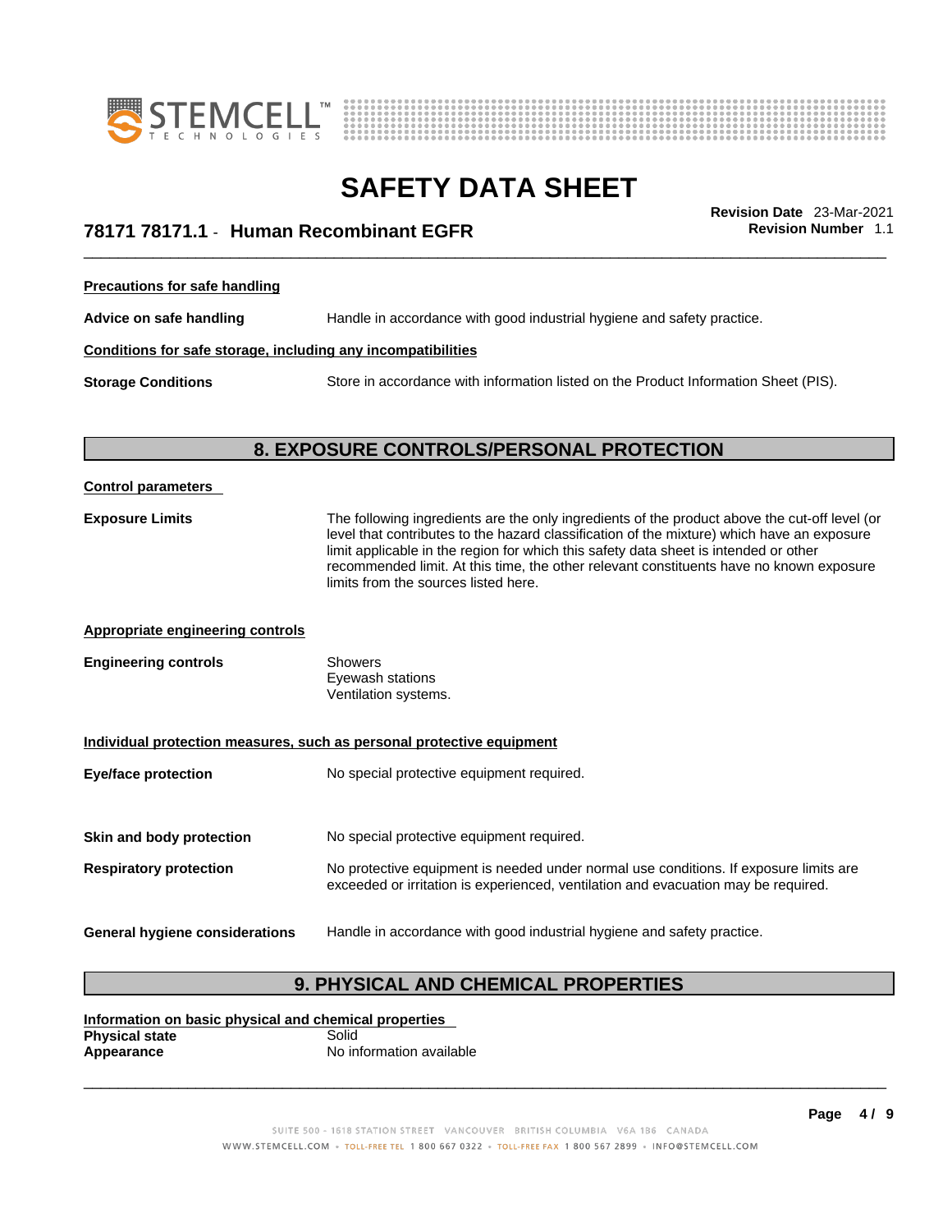**Precautions for safe handling**

**Advice on safe handling** Handle in accordance with good industrial hygiene and safety practice.

**Conditions for safe storage, including any incompatibilities**

**Storage Conditions** Store in accordance with information listed on the Product Information Sheet (PIS).

## 8. EXPOSURE CONTROLS/PERSONAL PROTECTION

**Control parameters**

**Exposure Limits** The following ingredients are the only ingredients of the product above the cut-off level (or level that contributes to the hazard classification of the mixture) which have an exposure limit applicable in the region for which this safety data sheet is intended or other recommended limit. At this time, the other relevant constituents have no known exposure limits from the sources listed here.

**Appropriate engineering controls**

**Engineering controls** Showers
Eyewash stations
Ventilation systems.

**Individual protection measures, such as personal protective equipment**

**Eye/face protection** No special protective equipment required.

**Skin and body protection** No special protective equipment required.

**Respiratory protection** No protective equipment is needed under normal use conditions. If exposure limits are exceeded or irritation is experienced, ventilation and evacuation may be required.

**General hygiene considerations** Handle in accordance with good industrial hygiene and safety practice.

## 9. PHYSICAL AND CHEMICAL PROPERTIES

**Information on basic physical and chemical properties**

**Physical state** Solid
**Appearance** No information available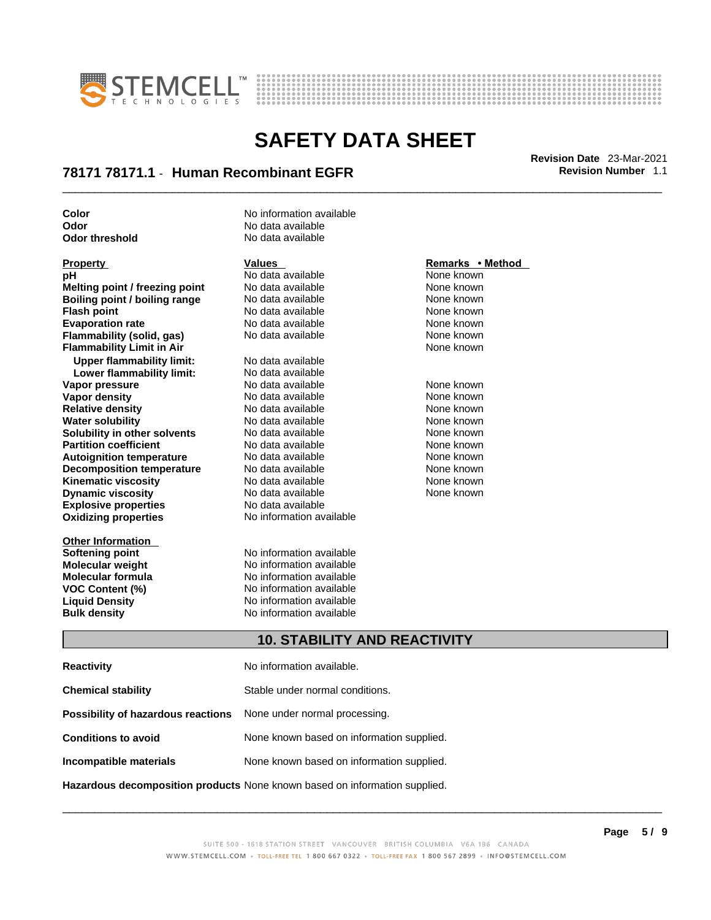| | | |
|---|---|---|
| **Color** | No information available | |
| **Odor** | No data available | |
| **Odor threshold** | No data available | |

| **Property** | **Values** | **Remarks • Method** |
|---|---|---|
| **pH** | No data available | None known |
| **Melting point / freezing point** | No data available | None known |
| **Boiling point / boiling range** | No data available | None known |
| **Flash point** | No data available | None known |
| **Evaporation rate** | No data available | None known |
| **Flammability (solid, gas)** | No data available | None known |
| **Flammability Limit in Air** | | None known |
| **Upper flammability limit:** | No data available | |
| **Lower flammability limit:** | No data available | |
| **Vapor pressure** | No data available | None known |
| **Vapor density** | No data available | None known |
| **Relative density** | No data available | None known |
| **Water solubility** | No data available | None known |
| **Solubility in other solvents** | No data available | None known |
| **Partition coefficient** | No data available | None known |
| **Autoignition temperature** | No data available | None known |
| **Decomposition temperature** | No data available | None known |
| **Kinematic viscosity** | No data available | None known |
| **Dynamic viscosity** | No data available | None known |
| **Explosive properties** | No data available | |
| **Oxidizing properties** | No information available | |

| **Other Information** | |
|---|---|
| **Softening point** | No information available |
| **Molecular weight** | No information available |
| **Molecular formula** | No information available |
| **VOC Content (%)** | No information available |
| **Liquid Density** | No information available |
| **Bulk density** | No information available |

## 10. STABILITY AND REACTIVITY

| | |
|---|---|
| **Reactivity** | No information available. |
| **Chemical stability** | Stable under normal conditions. |
| **Possibility of hazardous reactions** | None under normal processing. |
| **Conditions to avoid** | None known based on information supplied. |
| **Incompatible materials** | None known based on information supplied. |
| **Hazardous decomposition products** | None known based on information supplied. |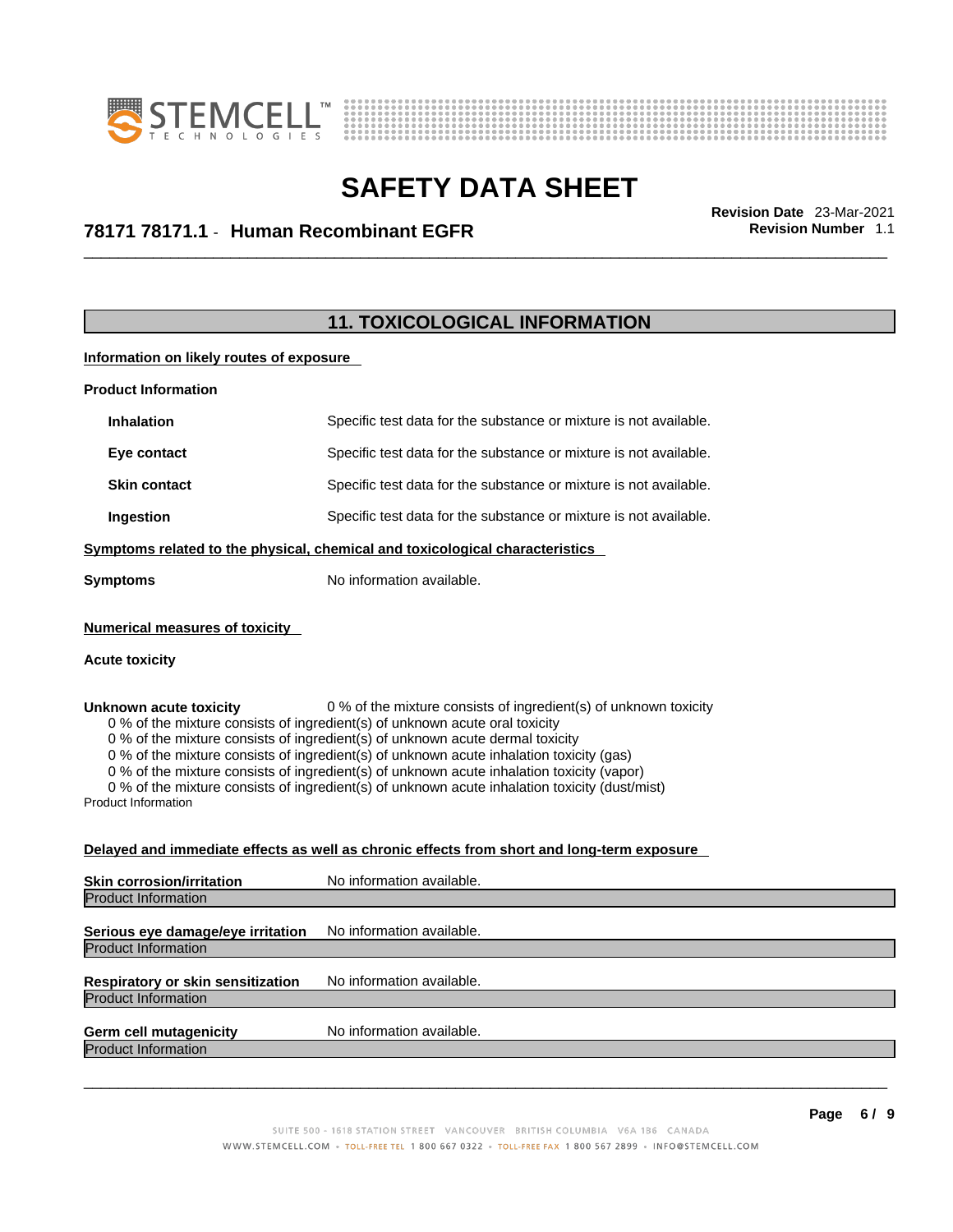## 11. TOXICOLOGICAL INFORMATION

**Information on likely routes of exposure**

**Product Information**

| | |
|---|---|
| **Inhalation** | Specific test data for the substance or mixture is not available. |
| **Eye contact** | Specific test data for the substance or mixture is not available. |
| **Skin contact** | Specific test data for the substance or mixture is not available. |
| **Ingestion** | Specific test data for the substance or mixture is not available. |

**Symptoms related to the physical, chemical and toxicological characteristics**

**Symptoms** No information available.

**Numerical measures of toxicity**

**Acute toxicity**

**Unknown acute toxicity** 0 % of the mixture consists of ingredient(s) of unknown toxicity

0 % of the mixture consists of ingredient(s) of unknown acute oral toxicity
0 % of the mixture consists of ingredient(s) of unknown acute dermal toxicity
0 % of the mixture consists of ingredient(s) of unknown acute inhalation toxicity (gas)
0 % of the mixture consists of ingredient(s) of unknown acute inhalation toxicity (vapor)
0 % of the mixture consists of ingredient(s) of unknown acute inhalation toxicity (dust/mist)

Product Information

**Delayed and immediate effects as well as chronic effects from short and long-term exposure**

**Skin corrosion/irritation** No information available.

Product Information

**Serious eye damage/eye irritation** No information available.

Product Information

**Respiratory or skin sensitization** No information available.

Product Information

**Germ cell mutagenicity** No information available.

Product Information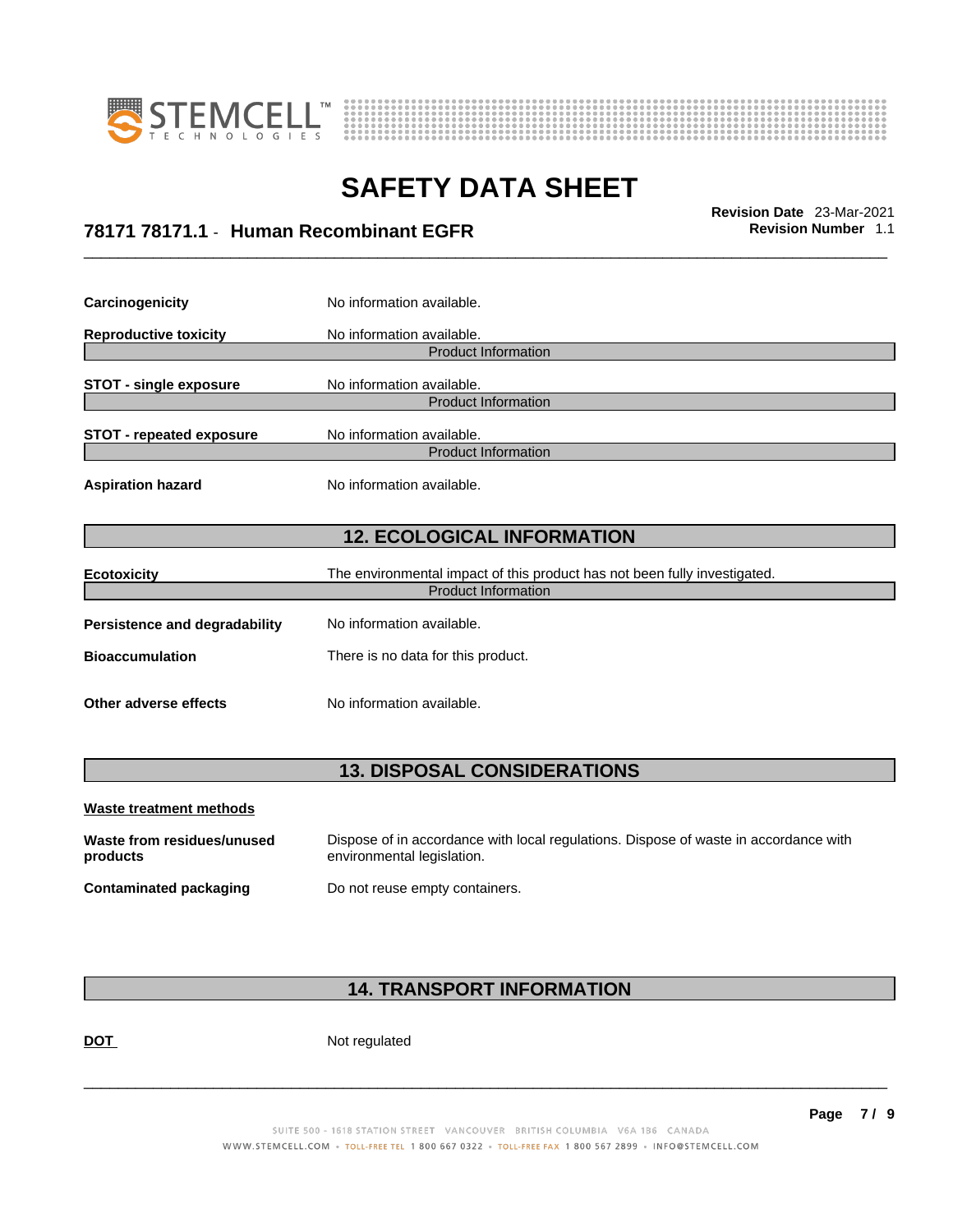| | |
|---|---|
| **Carcinogenicity** | No information available. |
| **Reproductive toxicity** | No information available. |

| Product Information |
|---|

| | |
|---|---|
| **STOT - single exposure** | No information available. |

| Product Information |
|---|

| | |
|---|---|
| **STOT - repeated exposure** | No information available. |

| Product Information |
|---|

| | |
|---|---|
| **Aspiration hazard** | No information available. |

## 12. ECOLOGICAL INFORMATION

| | |
|---|---|
| **Ecotoxicity** | The environmental impact of this product has not been fully investigated. |

| Product Information |
|---|

| | |
|---|---|
| **Persistence and degradability** | No information available. |
| **Bioaccumulation** | There is no data for this product. |
| **Other adverse effects** | No information available. |

## 13. DISPOSAL CONSIDERATIONS

**Waste treatment methods**

| | |
|---|---|
| **Waste from residues/unused products** | Dispose of in accordance with local regulations. Dispose of waste in accordance with environmental legislation. |
| **Contaminated packaging** | Do not reuse empty containers. |

## 14. TRANSPORT INFORMATION

| | |
|---|---|
| **DOT** | Not regulated |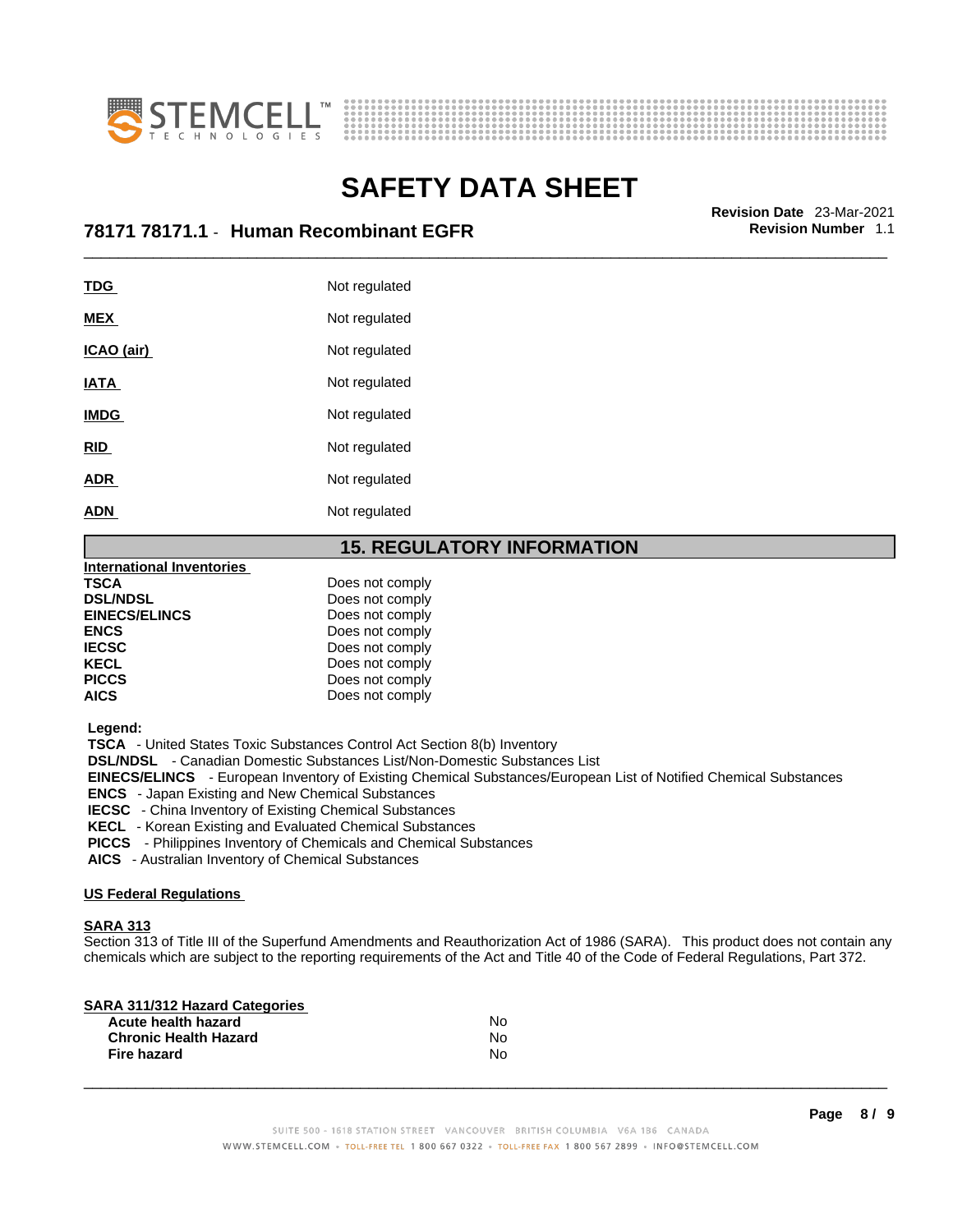| | |
|---|---|
| **TDG** | Not regulated |
| **MEX** | Not regulated |
| **ICAO (air)** | Not regulated |
| **IATA** | Not regulated |
| **IMDG** | Not regulated |
| **RID** | Not regulated |
| **ADR** | Not regulated |
| **ADN** | Not regulated |

## 15. REGULATORY INFORMATION

**International Inventories**

| | |
|---|---|
| **TSCA** | Does not comply |
| **DSL/NDSL** | Does not comply |
| **EINECS/ELINCS** | Does not comply |
| **ENCS** | Does not comply |
| **IECSC** | Does not comply |
| **KECL** | Does not comply |
| **PICCS** | Does not comply |
| **AICS** | Does not comply |

**Legend:**

**TSCA** - United States Toxic Substances Control Act Section 8(b) Inventory
**DSL/NDSL** - Canadian Domestic Substances List/Non-Domestic Substances List
**EINECS/ELINCS** - European Inventory of Existing Chemical Substances/European List of Notified Chemical Substances
**ENCS** - Japan Existing and New Chemical Substances
**IECSC** - China Inventory of Existing Chemical Substances
**KECL** - Korean Existing and Evaluated Chemical Substances
**PICCS** - Philippines Inventory of Chemicals and Chemical Substances
**AICS** - Australian Inventory of Chemical Substances

**US Federal Regulations**

**SARA 313**
Section 313 of Title III of the Superfund Amendments and Reauthorization Act of 1986 (SARA). This product does not contain any chemicals which are subject to the reporting requirements of the Act and Title 40 of the Code of Federal Regulations, Part 372.

**SARA 311/312 Hazard Categories**

| | |
|---|---|
| **Acute health hazard** | No |
| **Chronic Health Hazard** | No |
| **Fire hazard** | No |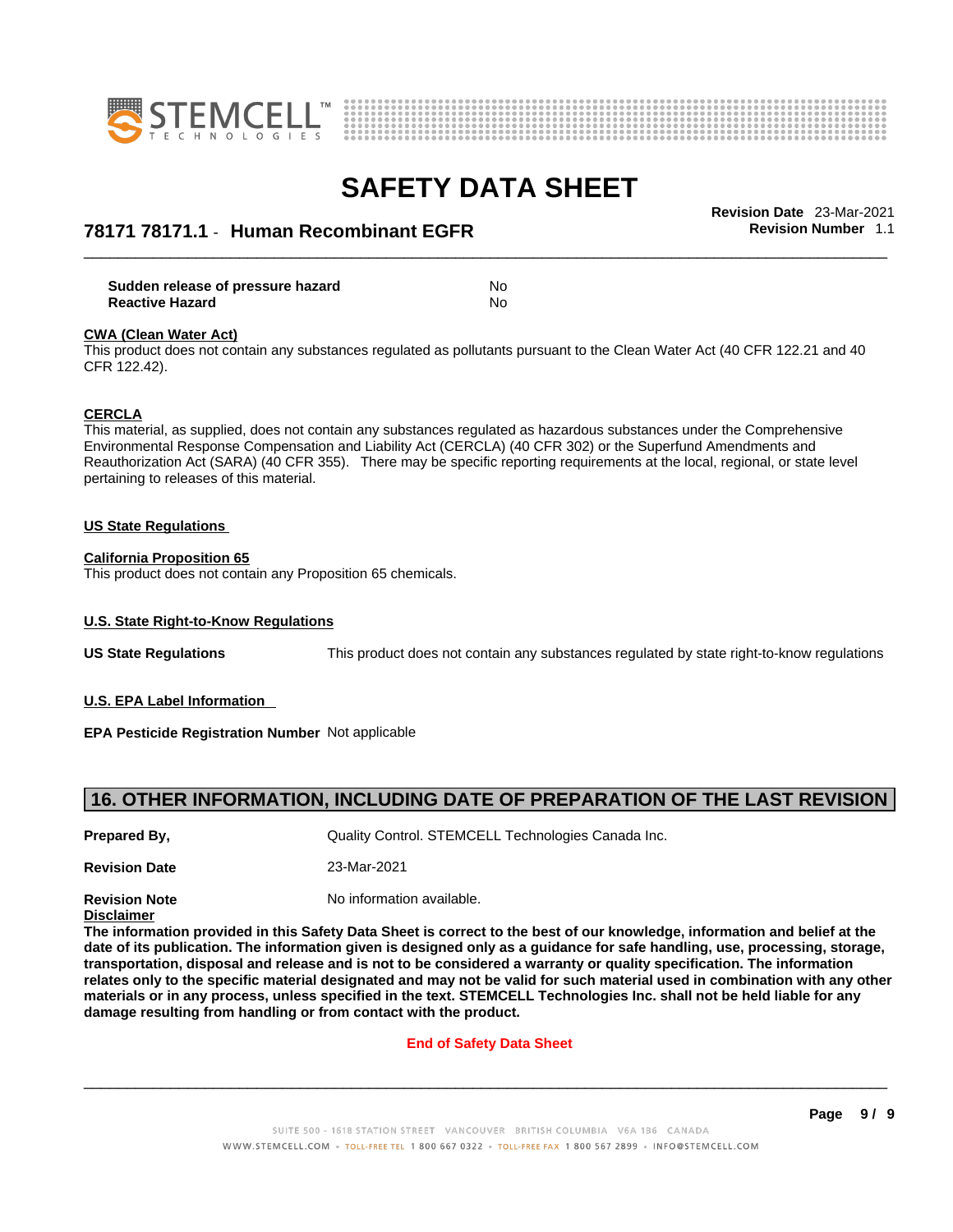| | |
|---|---|
| **Sudden release of pressure hazard** | No |
| **Reactive Hazard** | No |

**CWA (Clean Water Act)**

This product does not contain any substances regulated as pollutants pursuant to the Clean Water Act (40 CFR 122.21 and 40 CFR 122.42).

**CERCLA**

This material, as supplied, does not contain any substances regulated as hazardous substances under the Comprehensive Environmental Response Compensation and Liability Act (CERCLA) (40 CFR 302) or the Superfund Amendments and Reauthorization Act (SARA) (40 CFR 355). There may be specific reporting requirements at the local, regional, or state level pertaining to releases of this material.

**US State Regulations**

**California Proposition 65**

This product does not contain any Proposition 65 chemicals.

**U.S. State Right-to-Know Regulations**

**US State Regulations** This product does not contain any substances regulated by state right-to-know regulations

**U.S. EPA Label Information**

**EPA Pesticide Registration Number** Not applicable

## 16. OTHER INFORMATION, INCLUDING DATE OF PREPARATION OF THE LAST REVISION

**Prepared By,** Quality Control. STEMCELL Technologies Canada Inc.

**Revision Date** 23-Mar-2021

**Revision Note** No information available.

**Disclaimer**

**The information provided in this Safety Data Sheet is correct to the best of our knowledge, information and belief at the date of its publication. The information given is designed only as a guidance for safe handling, use, processing, storage, transportation, disposal and release and is not to be considered a warranty or quality specification. The information relates only to the specific material designated and may not be valid for such material used in combination with any other materials or in any process, unless specified in the text. STEMCELL Technologies Inc. shall not be held liable for any damage resulting from handling or from contact with the product.**

**End of Safety Data Sheet**